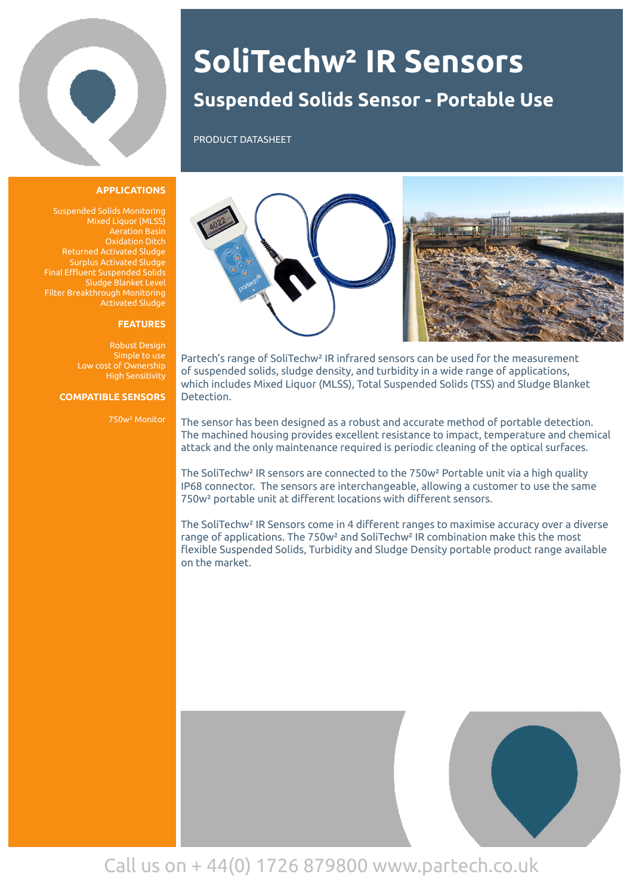# SoliTechw² IR Sensors

## Suspended Solids Sensor - Portable Use

PRODUCT DATASHEET

### APPLICATIONS

Suspended Solids Monitoring
Mixed Liquor (MLSS)
Aeration Basin
Oxidation Ditch
Returned Activated Sludge
Surplus Activated Sludge
Final Effluent Suspended Solids
Sludge Blanket Level
Filter Breakthrough Monitoring
Activated Sludge

### FEATURES

Robust Design
Simple to use
Low cost of Ownership
High Sensitivity

### COMPATIBLE SENSORS

750w² Monitor

Partech's range of SoliTechw² IR infrared sensors can be used for the measurement of suspended solids, sludge density, and turbidity in a wide range of applications, which includes Mixed Liquor (MLSS), Total Suspended Solids (TSS) and Sludge Blanket Detection.

The sensor has been designed as a robust and accurate method of portable detection. The machined housing provides excellent resistance to impact, temperature and chemical attack and the only maintenance required is periodic cleaning of the optical surfaces.

The SoliTechw² IR sensors are connected to the 750w² Portable unit via a high quality IP68 connector. The sensors are interchangeable, allowing a customer to use the same 750w² portable unit at different locations with different sensors.

The SoliTechw² IR Sensors come in 4 different ranges to maximise accuracy over a diverse range of applications. The 750w² and SoliTechw² IR combination make this the most flexible Suspended Solids, Turbidity and Sludge Density portable product range available on the market.

Call us on + 44(0) 1726 879800 www.partech.co.uk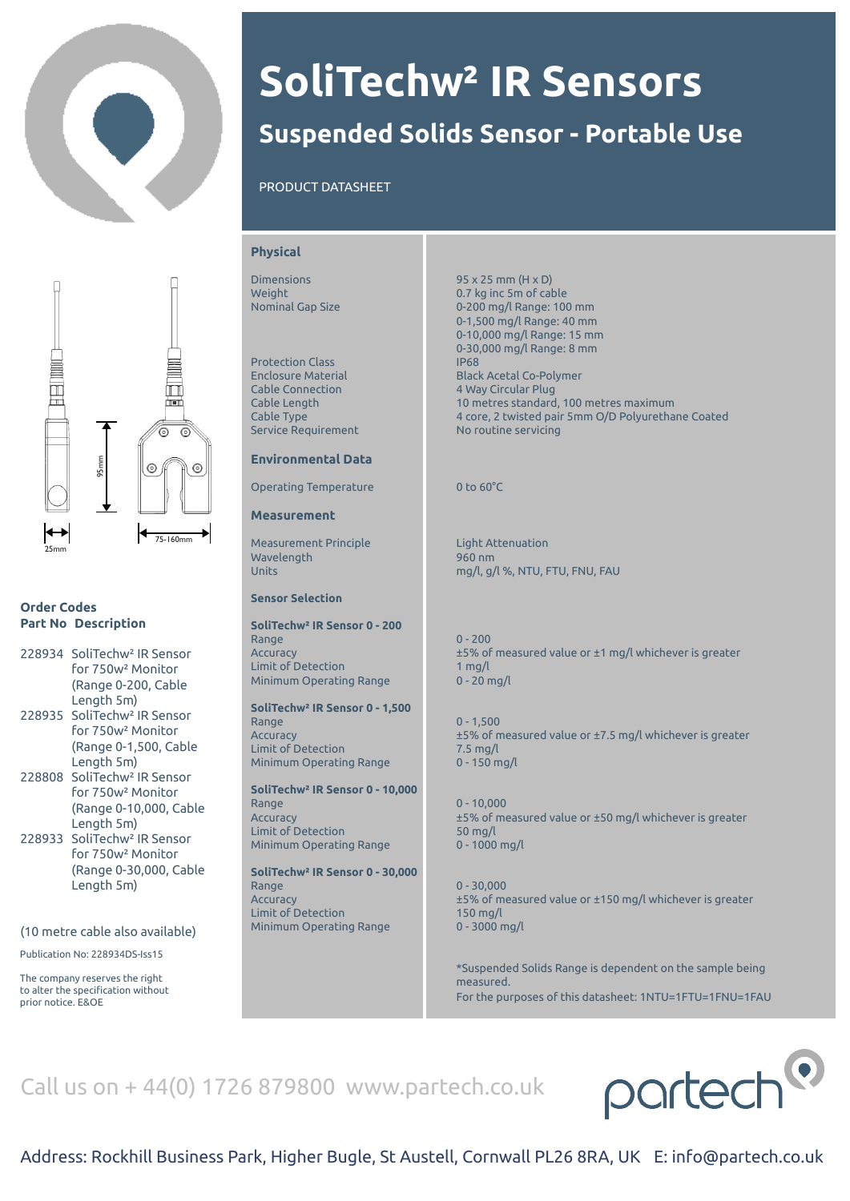# SoliTechw² IR Sensors

## Suspended Solids Sensor - Portable Use

PRODUCT DATASHEET

95mm

25mm

75-160mm

**Order Codes**
**Part No Description**

| | |
|---|---|
| 228934 | SoliTechw² IR Sensor for 750w² Monitor (Range 0-200, Cable Length 5m) |
| 228935 | SoliTechw² IR Sensor for 750w² Monitor (Range 0-1,500, Cable Length 5m) |
| 228808 | SoliTechw² IR Sensor for 750w² Monitor (Range 0-10,000, Cable Length 5m) |
| 228933 | SoliTechw² IR Sensor for 750w² Monitor (Range 0-30,000, Cable Length 5m) |

(10 metre cable also available)

Publication No: 228934DS-Iss15

The company reserves the right to alter the specification without prior notice. E&OE

### Physical

| | |
|---|---|
| Dimensions | 95 x 25 mm (H x D) |
| Weight | 0.7 kg inc 5m of cable |
| Nominal Gap Size | 0-200 mg/l Range: 100 mm<br>0-1,500 mg/l Range: 40 mm<br>0-10,000 mg/l Range: 15 mm<br>0-30,000 mg/l Range: 8 mm |
| Protection Class | IP68 |
| Enclosure Material | Black Acetal Co-Polymer |
| Cable Connection | 4 Way Circular Plug |
| Cable Length | 10 metres standard, 100 metres maximum |
| Cable Type | 4 core, 2 twisted pair 5mm O/D Polyurethane Coated |
| Service Requirement | No routine servicing |

### Environmental Data

| | |
|---|---|
| Operating Temperature | 0 to 60°C |

### Measurement

| | |
|---|---|
| Measurement Principle | Light Attenuation |
| Wavelength | 960 nm |
| Units | mg/l, g/l %, NTU, FTU, FNU, FAU |

#### Sensor Selection

**SoliTechw² IR Sensor 0 - 200**

| | |
|---|---|
| Range | 0 - 200 |
| Accuracy | ±5% of measured value or ±1 mg/l whichever is greater |
| Limit of Detection | 1 mg/l |
| Minimum Operating Range | 0 - 20 mg/l |

**SoliTechw² IR Sensor 0 - 1,500**

| | |
|---|---|
| Range | 0 - 1,500 |
| Accuracy | ±5% of measured value or ±7.5 mg/l whichever is greater |
| Limit of Detection | 7.5 mg/l |
| Minimum Operating Range | 0 - 150 mg/l |

**SoliTechw² IR Sensor 0 - 10,000**

| | |
|---|---|
| Range | 0 - 10,000 |
| Accuracy | ±5% of measured value or ±50 mg/l whichever is greater |
| Limit of Detection | 50 mg/l |
| Minimum Operating Range | 0 - 1000 mg/l |

**SoliTechw² IR Sensor 0 - 30,000**

| | |
|---|---|
| Range | 0 - 30,000 |
| Accuracy | ±5% of measured value or ±150 mg/l whichever is greater |
| Limit of Detection | 150 mg/l |
| Minimum Operating Range | 0 - 3000 mg/l |

*Suspended Solids Range is dependent on the sample being measured.
For the purposes of this datasheet: 1NTU=1FTU=1FNU=1FAU

Call us on + 44(0) 1726 879800 www.partech.co.uk

partech

Address: Rockhill Business Park, Higher Bugle, St Austell, Cornwall PL26 8RA, UK E: info@partech.co.uk